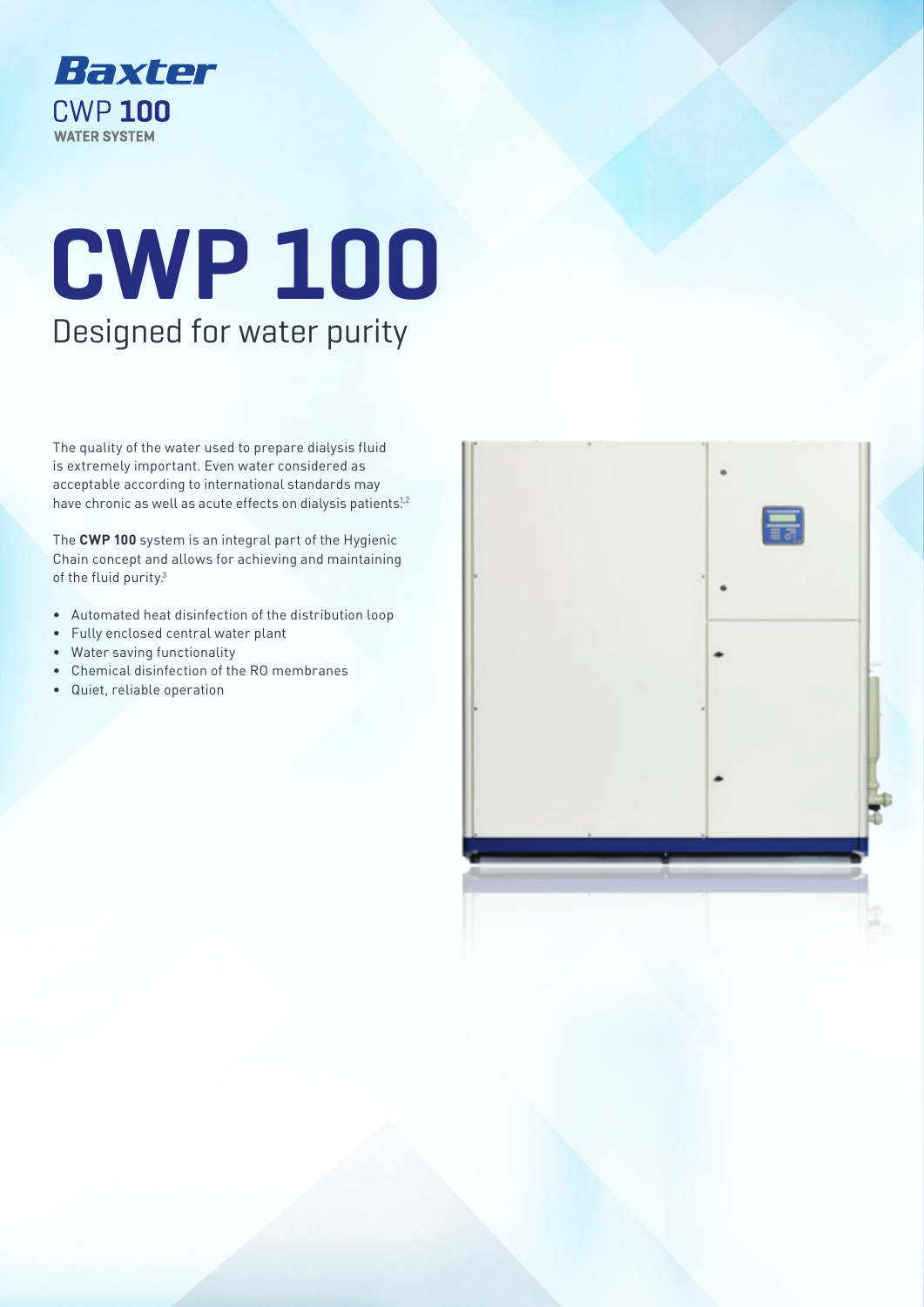Baxter

CWP **100**

WATER SYSTEM

# CWP 100

## Designed for water purity

The quality of the water used to prepare dialysis fluid is extremely important. Even water considered as acceptable according to international standards may have chronic as well as acute effects on dialysis patients.[1,2]

The **CWP 100** system is an integral part of the Hygienic Chain concept and allows for achieving and maintaining of the fluid purity.[3]

- Automated heat disinfection of the distribution loop
- Fully enclosed central water plant
- Water saving functionality
- Chemical disinfection of the RO membranes
- Quiet, reliable operation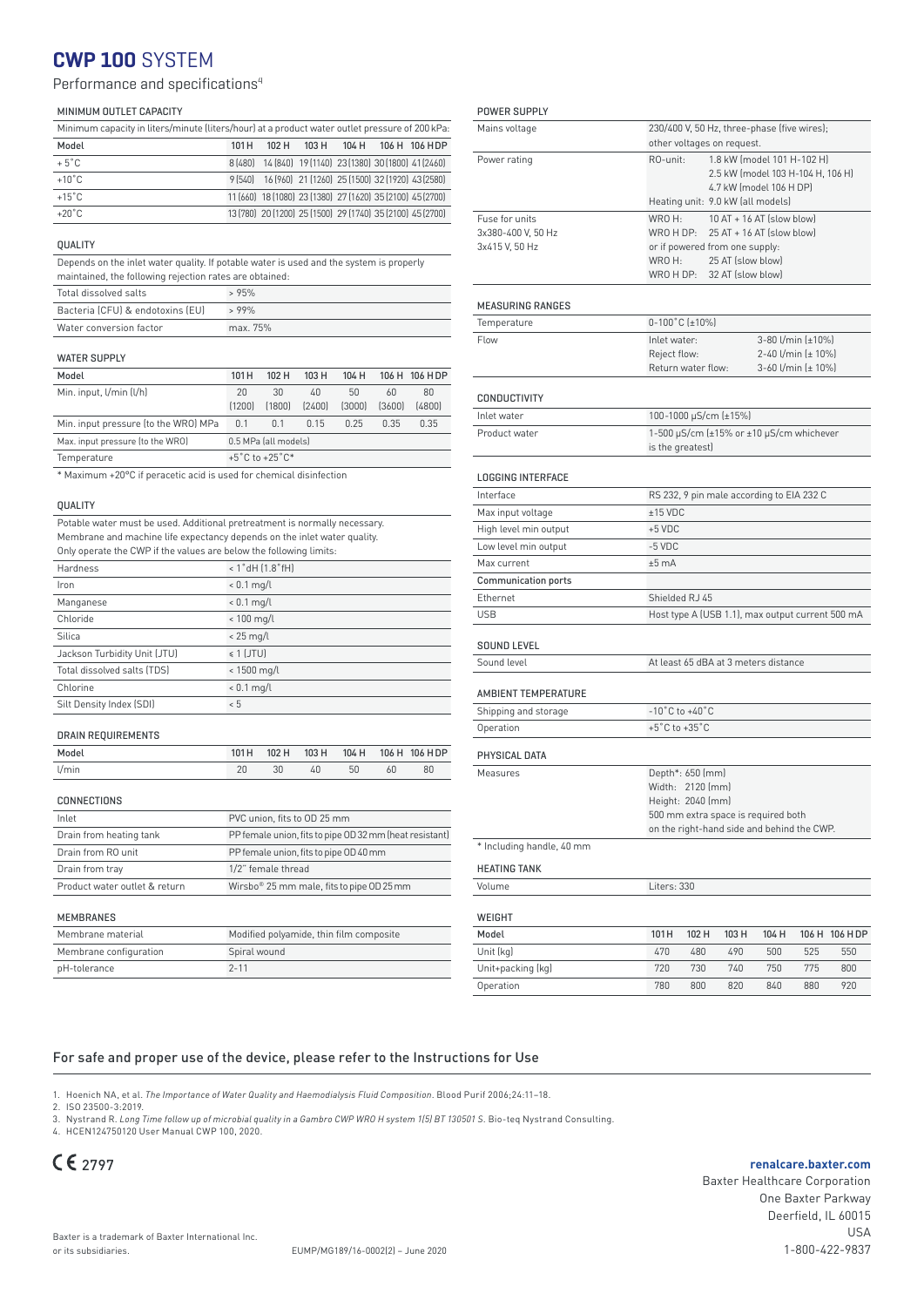# **CWP 100** SYSTEM

## Performance and specifications[4]

### MINIMUM OUTLET CAPACITY

Minimum capacity in liters/minute (liters/hour) at a product water outlet pressure of 200 kPa:

| Model | 101 H | 102 H | 103 H | 104 H | 106 H | 106 H DP |
|---|---|---|---|---|---|---|
| +5°C | 8 (480) | 14 (840) | 19 (1140) | 23 (1380) | 30 (1800) | 41 (2460) |
| +10°C | 9 (540) | 16 (960) | 21 (1260) | 25 (1500) | 32 (1920) | 43 (2580) |
| +15°C | 11 (660) | 18 (1080) | 23 (1380) | 27 (1620) | 35 (2100) | 45 (2700) |
| +20°C | 13 (780) | 20 (1200) | 25 (1500) | 29 (1740) | 35 (2100) | 45 (2700) |

### QUALITY

Depends on the inlet water quality. If potable water is used and the system is properly maintained, the following rejection rates are obtained:

| | |
|---|---|
| Total dissolved salts | > 95% |
| Bacteria (CFU) & endotoxins (EU) | > 99% |
| Water conversion factor | max. 75% |

### WATER SUPPLY

| Model | 101 H | 102 H | 103 H | 104 H | 106 H | 106 H DP |
|---|---|---|---|---|---|---|
| Min. input, l/min (l/h) | 20 (1200) | 30 (1800) | 40 (2400) | 50 (3000) | 60 (3600) | 80 (4800) |
| Min. input pressure (to the WRO) MPa | 0.1 | 0.1 | 0.15 | 0.25 | 0.35 | 0.35 |
| Max. input pressure (to the WRO) | 0.5 MPa (all models) | | | | | |
| Temperature | +5°C to +25°C* | | | | | |

\* Maximum +20°C if peracetic acid is used for chemical disinfection

### QUALITY

Potable water must be used. Additional pretreatment is normally necessary. Membrane and machine life expectancy depends on the inlet water quality. Only operate the CWP if the values are below the following limits:

| | |
|---|---|
| Hardness | < 1°dH (1.8°fH) |
| Iron | < 0.1 mg/l |
| Manganese | < 0.1 mg/l |
| Chloride | < 100 mg/l |
| Silica | < 25 mg/l |
| Jackson Turbidity Unit (JTU) | ≤ 1 (JTU) |
| Total dissolved salts (TDS) | < 1500 mg/l |
| Chlorine | < 0.1 mg/l |
| Silt Density Index (SDI) | < 5 |

### DRAIN REQUIREMENTS

| Model | 101 H | 102 H | 103 H | 104 H | 106 H | 106 H DP |
|---|---|---|---|---|---|---|
| l/min | 20 | 30 | 40 | 50 | 60 | 80 |

### CONNECTIONS

| | |
|---|---|
| Inlet | PVC union, fits to OD 25 mm |
| Drain from heating tank | PP female union, fits to pipe OD 32 mm (heat resistant) |
| Drain from RO unit | PP female union, fits to pipe OD 40 mm |
| Drain from tray | 1/2" female thread |
| Product water outlet & return | Wirsbo® 25 mm male, fits to pipe OD 25 mm |

### MEMBRANES

| | |
|---|---|
| Membrane material | Modified polyamide, thin film composite |
| Membrane configuration | Spiral wound |
| pH-tolerance | 2-11 |

### POWER SUPPLY

| | |
|---|---|
| Mains voltage | 230/400 V, 50 Hz, three-phase (five wires); other voltages on request. |
| Power rating | RO-unit: 1.8 kW (model 101 H-102 H) 2.5 kW (model 103 H-104 H, 106 H) 4.7 kW (model 106 H DP) Heating unit: 9.0 kW (all models) |
| Fuse for units 3x380-400 V, 50 Hz 3x415 V, 50 Hz | WRO H: 10 AT + 16 AT (slow blow) WRO H DP: 25 AT + 16 AT (slow blow) or if powered from one supply: WRO H: 25 AT (slow blow) WRO H DP: 32 AT (slow blow) |

### MEASURING RANGES

| | | |
|---|---|---|
| Temperature | 0-100°C (±10%) | |
| Flow | Inlet water: | 3-80 l/min (±10%) |
| | Reject flow: | 2-40 l/min (± 10%) |
| | Return water flow: | 3-60 l/min (± 10%) |

### CONDUCTIVITY

| | |
|---|---|
| Inlet water | 100-1000 µS/cm (±15%) |
| Product water | 1-500 µS/cm (±15% or ±10 µS/cm whichever is the greatest) |

### LOGGING INTERFACE

| | |
|---|---|
| Interface | RS 232, 9 pin male according to EIA 232 C |
| Max input voltage | ±15 VDC |
| High level min output | +5 VDC |
| Low level min output | -5 VDC |
| Max current | ±5 mA |
| **Communication ports** | |
| Ethernet | Shielded RJ 45 |
| USB | Host type A (USB 1.1), max output current 500 mA |

### SOUND LEVEL

| | |
|---|---|
| Sound level | At least 65 dBA at 3 meters distance |

### AMBIENT TEMPERATURE

| | |
|---|---|
| Shipping and storage | -10°C to +40°C |
| Operation | +5°C to +35°C |

### PHYSICAL DATA

| | |
|---|---|
| Measures | Depth*: 650 (mm) Width: 2120 (mm) Height: 2040 (mm) 500 mm extra space is required both on the right-hand side and behind the CWP. |

\* Including handle, 40 mm

### HEATING TANK

| | |
|---|---|
| Volume | Liters: 330 |

### WEIGHT

| Model | 101 H | 102 H | 103 H | 104 H | 106 H | 106 H DP |
|---|---|---|---|---|---|---|
| Unit (kg) | 470 | 480 | 490 | 500 | 525 | 550 |
| Unit+packing (kg) | 720 | 730 | 740 | 750 | 775 | 800 |
| Operation | 780 | 800 | 820 | 840 | 880 | 920 |

## For safe and proper use of the device, please refer to the Instructions for Use

1. Hoenich NA, et al. *The Importance of Water Quality and Haemodialysis Fluid Composition*. Blood Purif 2006;24:11–18.
2. ISO 23500-3:2019.
3. Nystrand R. *Long Time follow up of microbial quality in a Gambro CWP WRO H system 1(5) BT 130501 S*. Bio-teq Nystrand Consulting.
4. HCEN124750120 User Manual CWP 100, 2020.

CE 2797

**renalcare.baxter.com**

Baxter Healthcare Corporation
One Baxter Parkway
Deerfield, IL 60015
USA
1-800-422-9837

Baxter is a trademark of Baxter International Inc. or its subsidiaries.

EUMP/MG189/16-0002(2) – June 2020